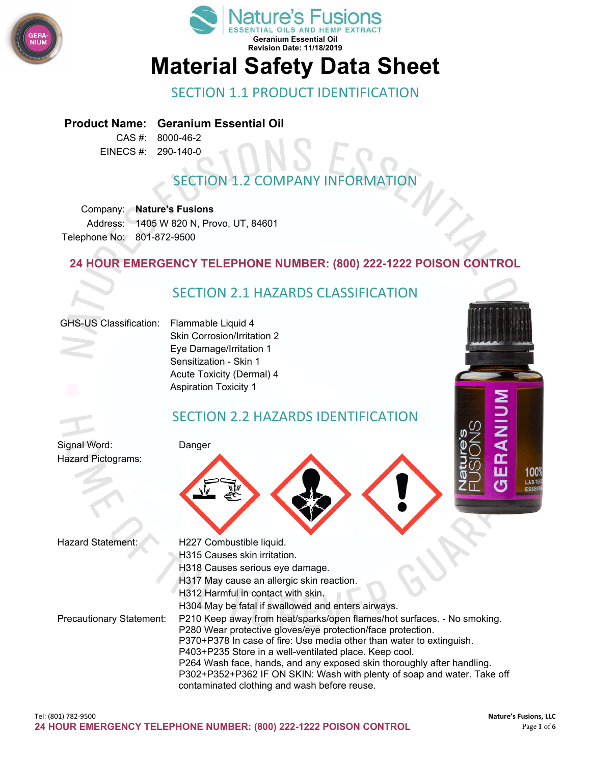Nature's Fusions
ESSENTIAL OILS AND HEMP EXTRACT

**Geranium Essential Oil**
**Revision Date: 11/18/2019**

# Material Safety Data Sheet

## SECTION 1.1 PRODUCT IDENTIFICATION

**Product Name:** **Geranium Essential Oil**
CAS #: 8000-46-2
EINECS #: 290-140-0

## SECTION 1.2 COMPANY INFORMATION

Company: **Nature's Fusions**
Address: 1405 W 820 N, Provo, UT, 84601
Telephone No: 801-872-9500

**24 HOUR EMERGENCY TELEPHONE NUMBER: (800) 222-1222 POISON CONTROL**

## SECTION 2.1 HAZARDS CLASSIFICATION

GHS-US Classification:
- Flammable Liquid 4
- Skin Corrosion/Irritation 2
- Eye Damage/Irritation 1
- Sensitization - Skin 1
- Acute Toxicity (Dermal) 4
- Aspiration Toxicity 1

## SECTION 2.2 HAZARDS IDENTIFICATION

Signal Word: Danger

Hazard Pictograms:

Hazard Statement:
- H227 Combustible liquid.
- H315 Causes skin irritation.
- H318 Causes serious eye damage.
- H317 May cause an allergic skin reaction.
- H312 Harmful in contact with skin.
- H304 May be fatal if swallowed and enters airways.

Precautionary Statement:
- P210 Keep away from heat/sparks/open flames/hot surfaces. - No smoking.
- P280 Wear protective gloves/eye protection/face protection.
- P370+P378 In case of fire: Use media other than water to extinguish.
- P403+P235 Store in a well-ventilated place. Keep cool.
- P264 Wash face, hands, and any exposed skin thoroughly after handling.
- P302+P352+P362 IF ON SKIN: Wash with plenty of soap and water. Take off contaminated clothing and wash before reuse.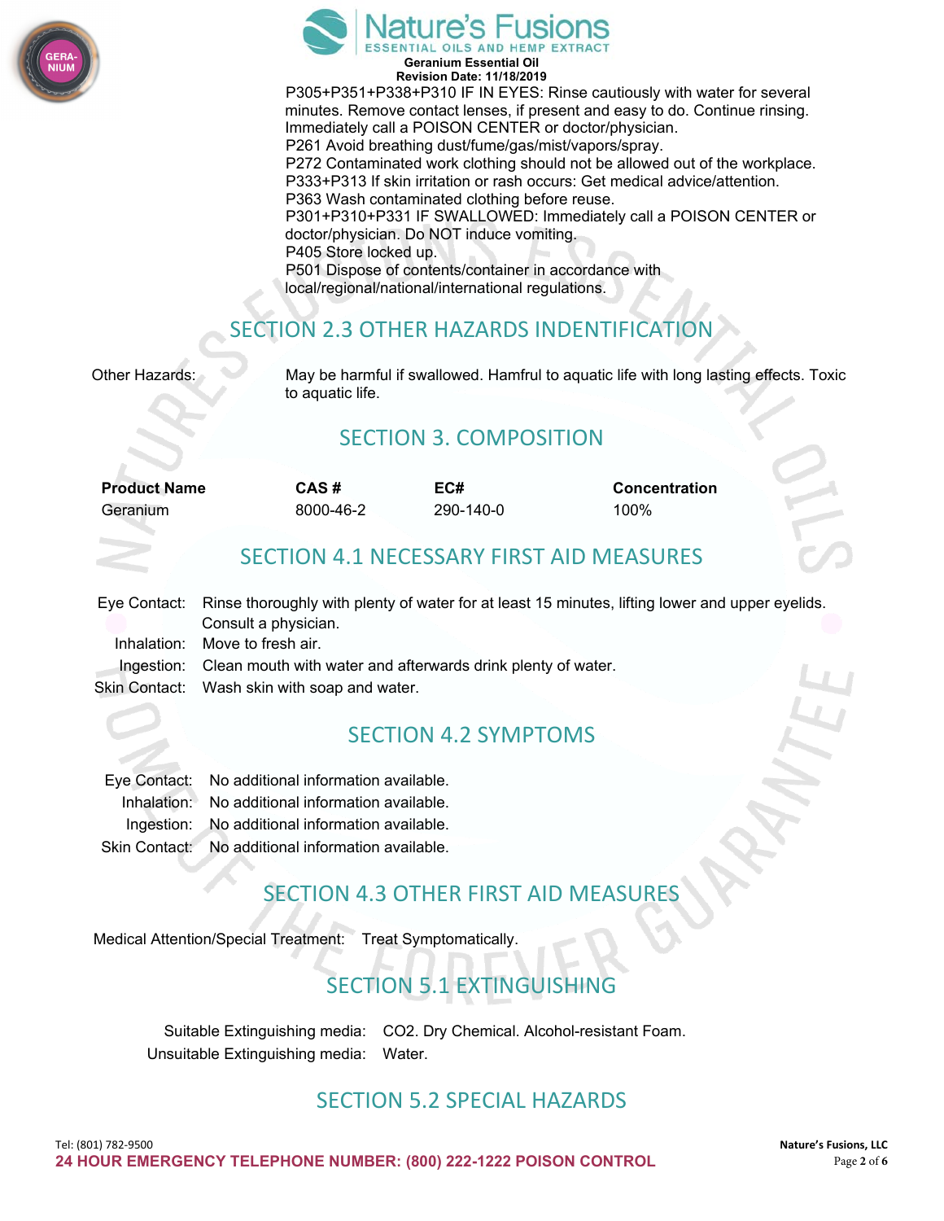P305+P351+P338+P310 IF IN EYES: Rinse cautiously with water for several minutes. Remove contact lenses, if present and easy to do. Continue rinsing. Immediately call a POISON CENTER or doctor/physician.
P261 Avoid breathing dust/fume/gas/mist/vapors/spray.
P272 Contaminated work clothing should not be allowed out of the workplace.
P333+P313 If skin irritation or rash occurs: Get medical advice/attention.
P363 Wash contaminated clothing before reuse.
P301+P310+P331 IF SWALLOWED: Immediately call a POISON CENTER or doctor/physician. Do NOT induce vomiting.
P405 Store locked up.
P501 Dispose of contents/container in accordance with local/regional/national/international regulations.

## SECTION 2.3 OTHER HAZARDS INDENTIFICATION

Other Hazards: May be harmful if swallowed. Hamfrul to aquatic life with long lasting effects. Toxic to aquatic life.

## SECTION 3. COMPOSITION

| Product Name | CAS # | EC# | Concentration |
|---|---|---|---|
| Geranium | 8000-46-2 | 290-140-0 | 100% |

## SECTION 4.1 NECESSARY FIRST AID MEASURES

Eye Contact: Rinse thoroughly with plenty of water for at least 15 minutes, lifting lower and upper eyelids. Consult a physician.
Inhalation: Move to fresh air.
Ingestion: Clean mouth with water and afterwards drink plenty of water.
Skin Contact: Wash skin with soap and water.

## SECTION 4.2 SYMPTOMS

Eye Contact: No additional information available.
Inhalation: No additional information available.
Ingestion: No additional information available.
Skin Contact: No additional information available.

## SECTION 4.3 OTHER FIRST AID MEASURES

Medical Attention/Special Treatment: Treat Symptomatically.

## SECTION 5.1 EXTINGUISHING

Suitable Extinguishing media: $CO_2$. Dry Chemical. Alcohol-resistant Foam.
Unsuitable Extinguishing media: Water.

## SECTION 5.2 SPECIAL HAZARDS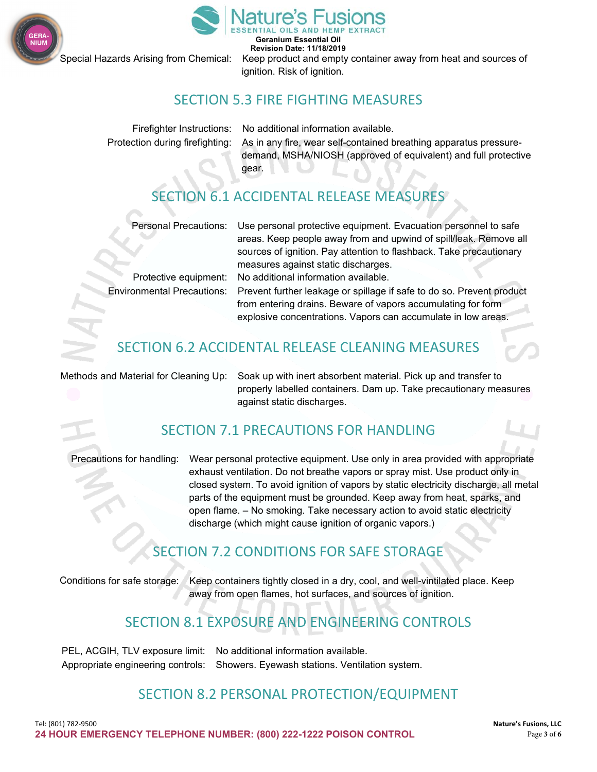Special Hazards Arising from Chemical: Keep product and empty container away from heat and sources of ignition. Risk of ignition.

## SECTION 5.3 FIRE FIGHTING MEASURES

Firefighter Instructions: No additional information available.

Protection during firefighting: As in any fire, wear self-contained breathing apparatus pressure-demand, MSHA/NIOSH (approved of equivalent) and full protective gear.

## SECTION 6.1 ACCIDENTAL RELEASE MEASURES

Personal Precautions: Use personal protective equipment. Evacuation personnel to safe areas. Keep people away from and upwind of spill/leak. Remove all sources of ignition. Pay attention to flashback. Take precautionary measures against static discharges.

Protective equipment: No additional information available.

Environmental Precautions: Prevent further leakage or spillage if safe to do so. Prevent product from entering drains. Beware of vapors accumulating for form explosive concentrations. Vapors can accumulate in low areas.

## SECTION 6.2 ACCIDENTAL RELEASE CLEANING MEASURES

Methods and Material for Cleaning Up: Soak up with inert absorbent material. Pick up and transfer to properly labelled containers. Dam up. Take precautionary measures against static discharges.

## SECTION 7.1 PRECAUTIONS FOR HANDLING

Precautions for handling: Wear personal protective equipment. Use only in area provided with appropriate exhaust ventilation. Do not breathe vapors or spray mist. Use product only in closed system. To avoid ignition of vapors by static electricity discharge, all metal parts of the equipment must be grounded. Keep away from heat, sparks, and open flame. – No smoking. Take necessary action to avoid static electricity discharge (which might cause ignition of organic vapors.)

## SECTION 7.2 CONDITIONS FOR SAFE STORAGE

Conditions for safe storage: Keep containers tightly closed in a dry, cool, and well-vintilated place. Keep away from open flames, hot surfaces, and sources of ignition.

## SECTION 8.1 EXPOSURE AND ENGINEERING CONTROLS

PEL, ACGIH, TLV exposure limit: No additional information available.

Appropriate engineering controls: Showers. Eyewash stations. Ventilation system.

## SECTION 8.2 PERSONAL PROTECTION/EQUIPMENT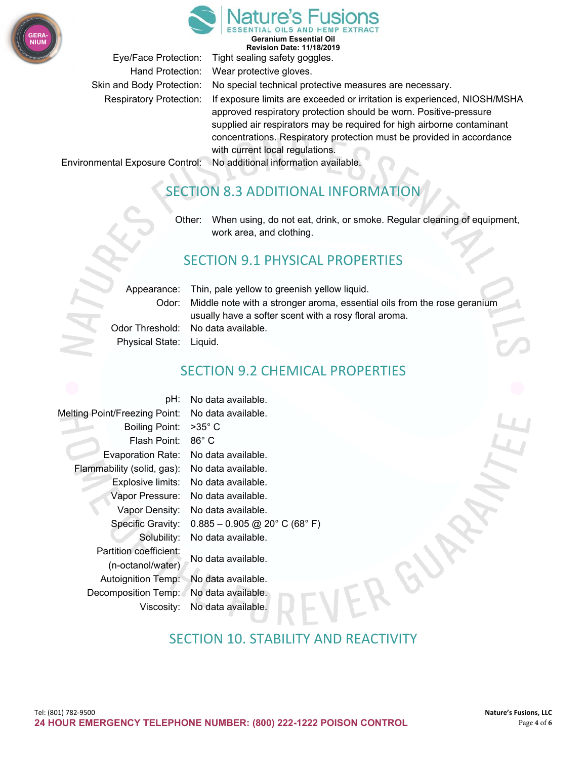| | |
|---|---|
| Eye/Face Protection: | Tight sealing safety goggles. |
| Hand Protection: | Wear protective gloves. |
| Skin and Body Protection: | No special technical protective measures are necessary. |
| Respiratory Protection: | If exposure limits are exceeded or irritation is experienced, NIOSH/MSHA approved respiratory protection should be worn. Positive-pressure supplied air respirators may be required for high airborne contaminant concentrations. Respiratory protection must be provided in accordance with current local regulations. |
| Environmental Exposure Control: | No additional information available. |

## SECTION 8.3 ADDITIONAL INFORMATION

| | |
|---|---|
| Other: | When using, do not eat, drink, or smoke. Regular cleaning of equipment, work area, and clothing. |

## SECTION 9.1 PHYSICAL PROPERTIES

| | |
|---|---|
| Appearance: | Thin, pale yellow to greenish yellow liquid. |
| Odor: | Middle note with a stronger aroma, essential oils from the rose geranium usually have a softer scent with a rosy floral aroma. |
| Odor Threshold: | No data available. |
| Physical State: | Liquid. |

## SECTION 9.2 CHEMICAL PROPERTIES

| | |
|---|---|
| pH: | No data available. |
| Melting Point/Freezing Point: | No data available. |
| Boiling Point: | >35° C |
| Flash Point: | 86° C |
| Evaporation Rate: | No data available. |
| Flammability (solid, gas): | No data available. |
| Explosive limits: | No data available. |
| Vapor Pressure: | No data available. |
| Vapor Density: | No data available. |
| Specific Gravity: | 0.885 – 0.905 @ 20° C (68° F) |
| Solubility: | No data available. |
| Partition coefficient: (n-octanol/water) | No data available. |
| Autoignition Temp: | No data available. |
| Decomposition Temp: | No data available. |
| Viscosity: | No data available. |

## SECTION 10. STABILITY AND REACTIVITY

Tel: (801) 782-9500

**24 HOUR EMERGENCY TELEPHONE NUMBER: (800) 222-1222 POISON CONTROL**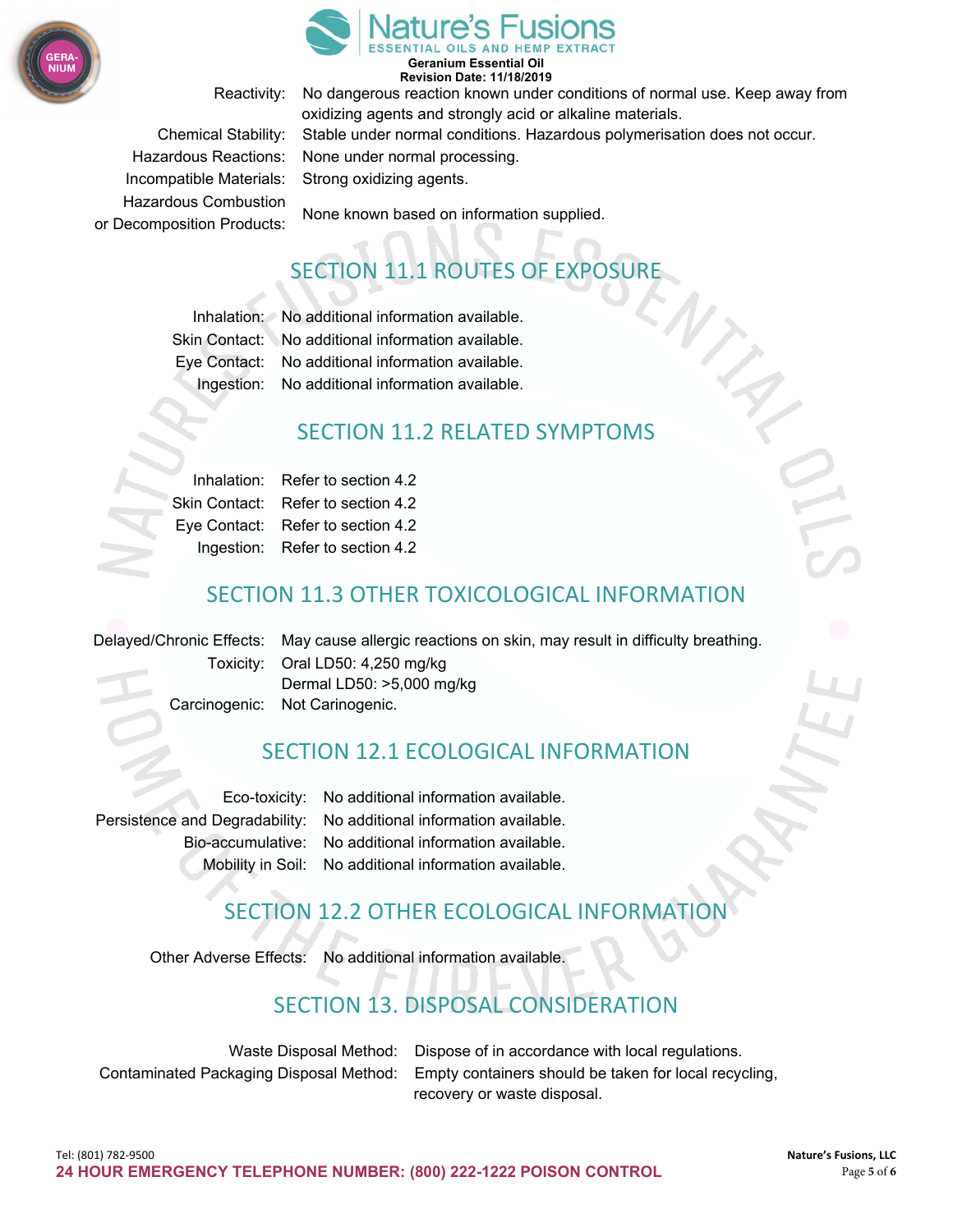| | |
|---|---|
| Reactivity: | No dangerous reaction known under conditions of normal use. Keep away from oxidizing agents and strongly acid or alkaline materials. |
| Chemical Stability: | Stable under normal conditions. Hazardous polymerisation does not occur. |
| Hazardous Reactions: | None under normal processing. |
| Incompatible Materials: | Strong oxidizing agents. |
| Hazardous Combustion or Decomposition Products: | None known based on information supplied. |

## SECTION 11.1 ROUTES OF EXPOSURE

| | |
|---|---|
| Inhalation: | No additional information available. |
| Skin Contact: | No additional information available. |
| Eye Contact: | No additional information available. |
| Ingestion: | No additional information available. |

## SECTION 11.2 RELATED SYMPTOMS

| | |
|---|---|
| Inhalation: | Refer to section 4.2 |
| Skin Contact: | Refer to section 4.2 |
| Eye Contact: | Refer to section 4.2 |
| Ingestion: | Refer to section 4.2 |

## SECTION 11.3 OTHER TOXICOLOGICAL INFORMATION

| | |
|---|---|
| Delayed/Chronic Effects: | May cause allergic reactions on skin, may result in difficulty breathing. |
| Toxicity: | Oral LD50: 4,250 mg/kg<br>Dermal LD50: >5,000 mg/kg |
| Carcinogenic: | Not Carinogenic. |

## SECTION 12.1 ECOLOGICAL INFORMATION

| | |
|---|---|
| Eco-toxicity: | No additional information available. |
| Persistence and Degradability: | No additional information available. |
| Bio-accumulative: | No additional information available. |
| Mobility in Soil: | No additional information available. |

## SECTION 12.2 OTHER ECOLOGICAL INFORMATION

| | |
|---|---|
| Other Adverse Effects: | No additional information available. |

## SECTION 13. DISPOSAL CONSIDERATION

| | |
|---|---|
| Waste Disposal Method: | Dispose of in accordance with local regulations. |
| Contaminated Packaging Disposal Method: | Empty containers should be taken for local recycling, recovery or waste disposal. |

Tel: (801) 782-9500

**24 HOUR EMERGENCY TELEPHONE NUMBER: (800) 222-1222 POISON CONTROL**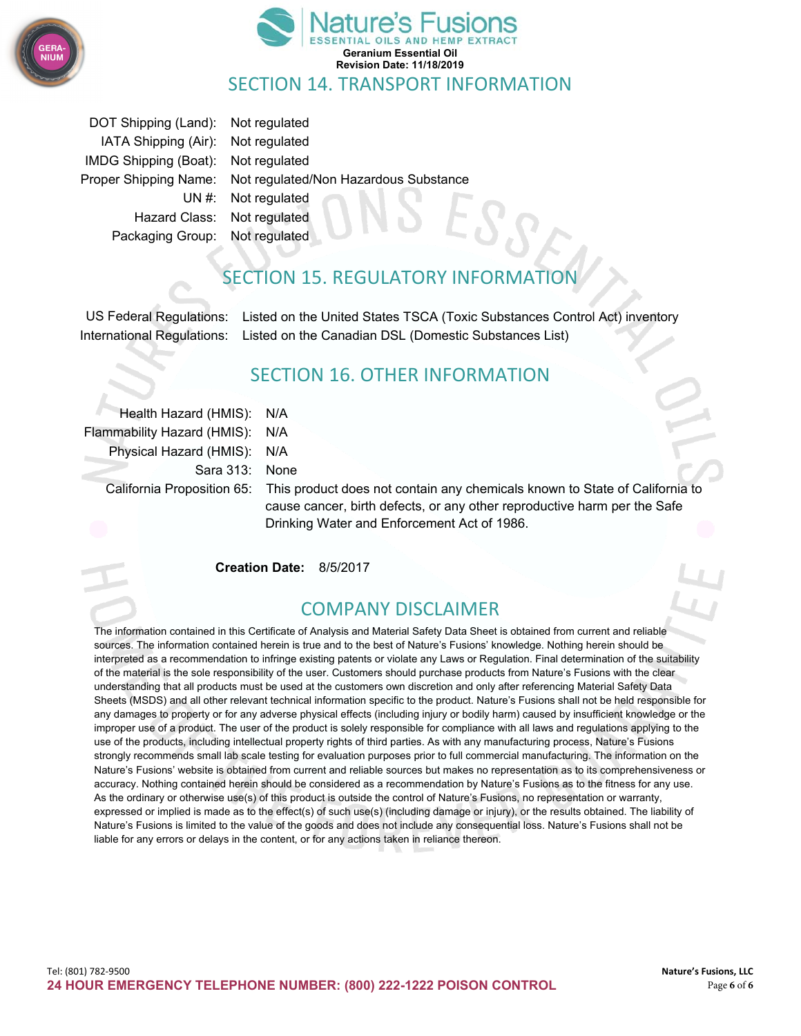## SECTION 14. TRANSPORT INFORMATION

| | |
|---|---|
| DOT Shipping (Land): | Not regulated |
| IATA Shipping (Air): | Not regulated |
| IMDG Shipping (Boat): | Not regulated |
| Proper Shipping Name: | Not regulated/Non Hazardous Substance |
| UN #: | Not regulated |
| Hazard Class: | Not regulated |
| Packaging Group: | Not regulated |

## SECTION 15. REGULATORY INFORMATION

| | |
|---|---|
| US Federal Regulations: | Listed on the United States TSCA (Toxic Substances Control Act) inventory |
| International Regulations: | Listed on the Canadian DSL (Domestic Substances List) |

## SECTION 16. OTHER INFORMATION

| | |
|---|---|
| Health Hazard (HMIS): | N/A |
| Flammability Hazard (HMIS): | N/A |
| Physical Hazard (HMIS): | N/A |
| Sara 313: | None |
| California Proposition 65: | This product does not contain any chemicals known to State of California to cause cancer, birth defects, or any other reproductive harm per the Safe Drinking Water and Enforcement Act of 1986. |

**Creation Date:** 8/5/2017

## COMPANY DISCLAIMER

The information contained in this Certificate of Analysis and Material Safety Data Sheet is obtained from current and reliable sources. The information contained herein is true and to the best of Nature's Fusions' knowledge. Nothing herein should be interpreted as a recommendation to infringe existing patents or violate any Laws or Regulation. Final determination of the suitability of the material is the sole responsibility of the user. Customers should purchase products from Nature's Fusions with the clear understanding that all products must be used at the customers own discretion and only after referencing Material Safety Data Sheets (MSDS) and all other relevant technical information specific to the product. Nature's Fusions shall not be held responsible for any damages to property or for any adverse physical effects (including injury or bodily harm) caused by insufficient knowledge or the improper use of a product. The user of the product is solely responsible for compliance with all laws and regulations applying to the use of the products, including intellectual property rights of third parties. As with any manufacturing process, Nature's Fusions strongly recommends small lab scale testing for evaluation purposes prior to full commercial manufacturing. The information on the Nature's Fusions' website is obtained from current and reliable sources but makes no representation as to its comprehensiveness or accuracy. Nothing contained herein should be considered as a recommendation by Nature's Fusions as to the fitness for any use. As the ordinary or otherwise use(s) of this product is outside the control of Nature's Fusions, no representation or warranty, expressed or implied is made as to the effect(s) of such use(s) (including damage or injury), or the results obtained. The liability of Nature's Fusions is limited to the value of the goods and does not include any consequential loss. Nature's Fusions shall not be liable for any errors or delays in the content, or for any actions taken in reliance thereon.

Tel: (801) 782-9500

**24 HOUR EMERGENCY TELEPHONE NUMBER: (800) 222-1222 POISON CONTROL**